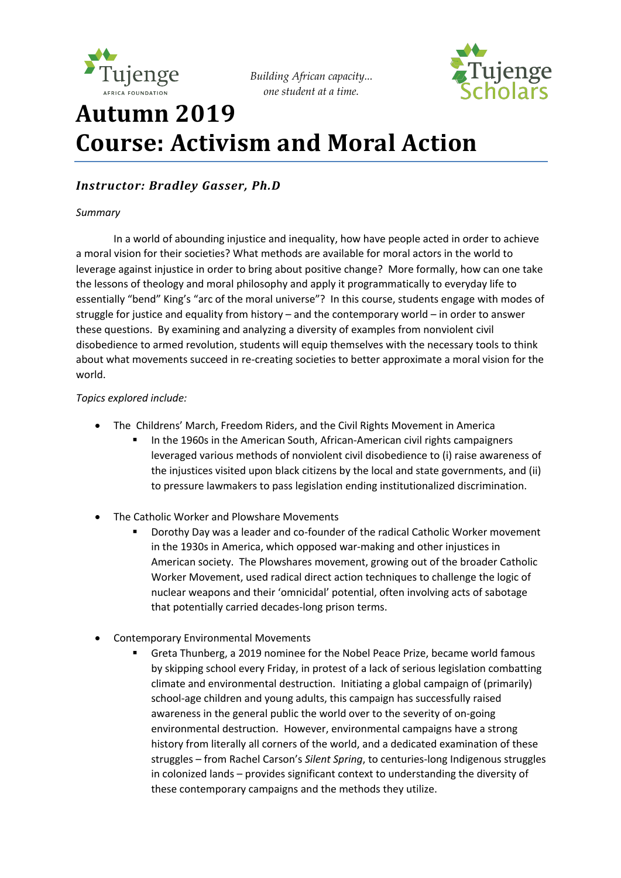Tujenge AFRICA FOUNDATION

*Building African capacity… one student at a time.*

Tujenge Scholars

# Autumn 2019
# Course: Activism and Moral Action

### *Instructor: Bradley Gasser, Ph.D*

*Summary*

In a world of abounding injustice and inequality, how have people acted in order to achieve a moral vision for their societies? What methods are available for moral actors in the world to leverage against injustice in order to bring about positive change? More formally, how can one take the lessons of theology and moral philosophy and apply it programmatically to everyday life to essentially "bend" King's "arc of the moral universe"? In this course, students engage with modes of struggle for justice and equality from history – and the contemporary world – in order to answer these questions. By examining and analyzing a diversity of examples from nonviolent civil disobedience to armed revolution, students will equip themselves with the necessary tools to think about what movements succeed in re-creating societies to better approximate a moral vision for the world.

*Topics explored include:*

- The Childrens' March, Freedom Riders, and the Civil Rights Movement in America
  - In the 1960s in the American South, African-American civil rights campaigners leveraged various methods of nonviolent civil disobedience to (i) raise awareness of the injustices visited upon black citizens by the local and state governments, and (ii) to pressure lawmakers to pass legislation ending institutionalized discrimination.

- The Catholic Worker and Plowshare Movements
  - Dorothy Day was a leader and co-founder of the radical Catholic Worker movement in the 1930s in America, which opposed war-making and other injustices in American society. The Plowshares movement, growing out of the broader Catholic Worker Movement, used radical direct action techniques to challenge the logic of nuclear weapons and their 'omnicidal' potential, often involving acts of sabotage that potentially carried decades-long prison terms.

- Contemporary Environmental Movements
  - Greta Thunberg, a 2019 nominee for the Nobel Peace Prize, became world famous by skipping school every Friday, in protest of a lack of serious legislation combatting climate and environmental destruction. Initiating a global campaign of (primarily) school-age children and young adults, this campaign has successfully raised awareness in the general public the world over to the severity of on-going environmental destruction. However, environmental campaigns have a strong history from literally all corners of the world, and a dedicated examination of these struggles – from Rachel Carson's *Silent Spring*, to centuries-long Indigenous struggles in colonized lands – provides significant context to understanding the diversity of these contemporary campaigns and the methods they utilize.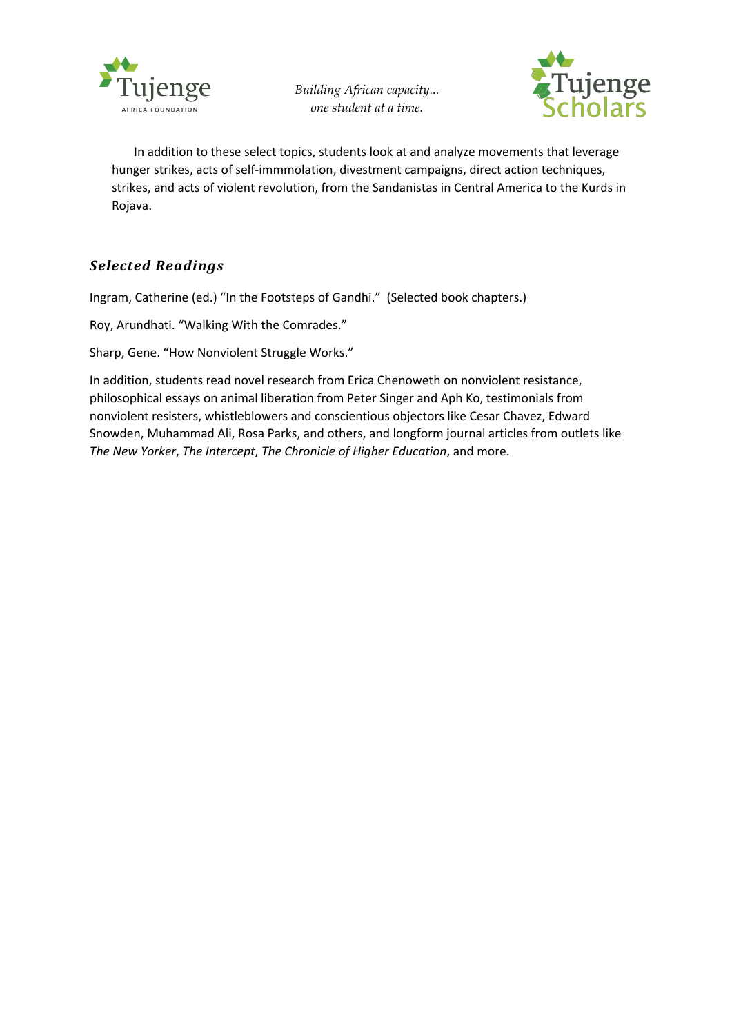In addition to these select topics, students look at and analyze movements that leverage hunger strikes, acts of self-immmolation, divestment campaigns, direct action techniques, strikes, and acts of violent revolution, from the Sandanistas in Central America to the Kurds in Rojava.

### *Selected Readings*

Ingram, Catherine (ed.) "In the Footsteps of Gandhi." (Selected book chapters.)

Roy, Arundhati. "Walking With the Comrades."

Sharp, Gene. "How Nonviolent Struggle Works."

In addition, students read novel research from Erica Chenoweth on nonviolent resistance, philosophical essays on animal liberation from Peter Singer and Aph Ko, testimonials from nonviolent resisters, whistleblowers and conscientious objectors like Cesar Chavez, Edward Snowden, Muhammad Ali, Rosa Parks, and others, and longform journal articles from outlets like *The New Yorker*, *The Intercept*, *The Chronicle of Higher Education*, and more.